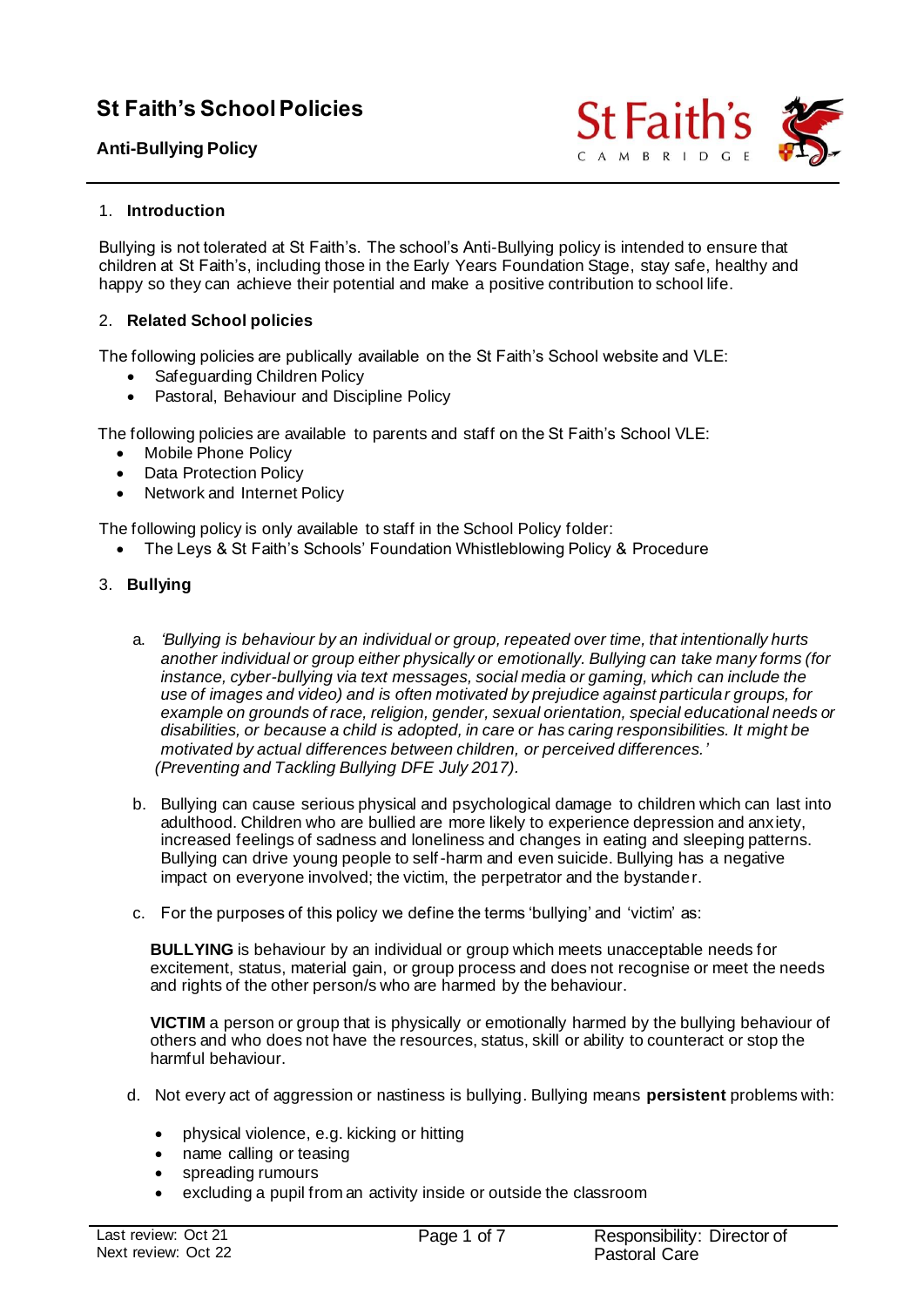# St Faith's School Policies

## Anti-Bullying Policy

1. **Introduction**

Bullying is not tolerated at St Faith's. The school's Anti-Bullying policy is intended to ensure that children at St Faith's, including those in the Early Years Foundation Stage, stay safe, healthy and happy so they can achieve their potential and make a positive contribution to school life.

2. **Related School policies**

The following policies are publically available on the St Faith's School website and VLE:

- Safeguarding Children Policy
- Pastoral, Behaviour and Discipline Policy

The following policies are available to parents and staff on the St Faith's School VLE:

- Mobile Phone Policy
- Data Protection Policy
- Network and Internet Policy

The following policy is only available to staff in the School Policy folder:

- The Leys & St Faith's Schools' Foundation Whistleblowing Policy & Procedure

3. **Bullying**

   a. *'Bullying is behaviour by an individual or group, repeated over time, that intentionally hurts another individual or group either physically or emotionally. Bullying can take many forms (for instance, cyber-bullying via text messages, social media or gaming, which can include the use of images and video) and is often motivated by prejudice against particular groups, for example on grounds of race, religion, gender, sexual orientation, special educational needs or disabilities, or because a child is adopted, in care or has caring responsibilities. It might be motivated by actual differences between children, or perceived differences.'* *(Preventing and Tackling Bullying DFE July 2017).*

   b. Bullying can cause serious physical and psychological damage to children which can last into adulthood. Children who are bullied are more likely to experience depression and anxiety, increased feelings of sadness and loneliness and changes in eating and sleeping patterns. Bullying can drive young people to self-harm and even suicide. Bullying has a negative impact on everyone involved; the victim, the perpetrator and the bystander.

   c. For the purposes of this policy we define the terms 'bullying' and 'victim' as:

   **BULLYING** is behaviour by an individual or group which meets unacceptable needs for excitement, status, material gain, or group process and does not recognise or meet the needs and rights of the other person/s who are harmed by the behaviour.

   **VICTIM** a person or group that is physically or emotionally harmed by the bullying behaviour of others and who does not have the resources, status, skill or ability to counteract or stop the harmful behaviour.

   d. Not every act of aggression or nastiness is bullying. Bullying means **persistent** problems with:

   - physical violence, e.g. kicking or hitting
   - name calling or teasing
   - spreading rumours
   - excluding a pupil from an activity inside or outside the classroom

Last review: Oct 21
Next review: Oct 22

Responsibility: Director of Pastoral Care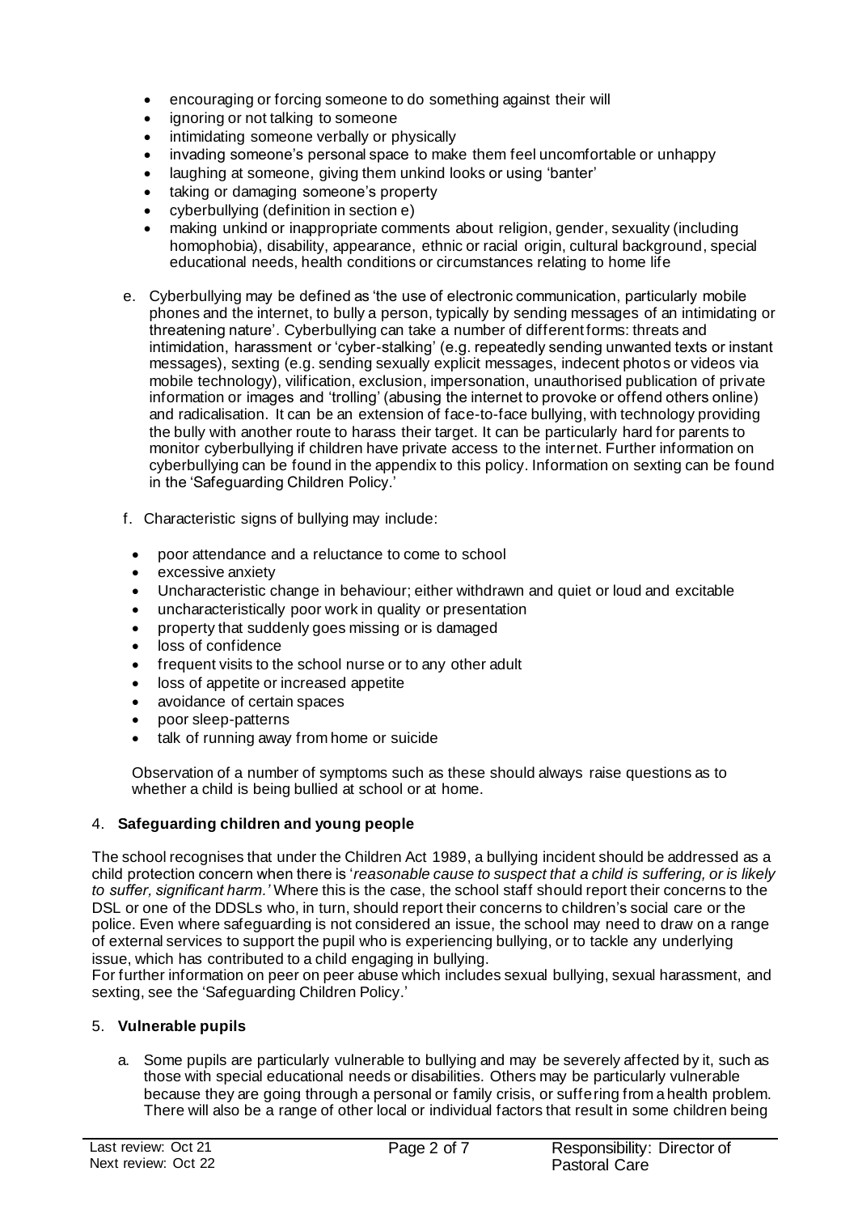- encouraging or forcing someone to do something against their will
- ignoring or not talking to someone
- intimidating someone verbally or physically
- invading someone's personal space to make them feel uncomfortable or unhappy
- laughing at someone, giving them unkind looks or using 'banter'
- taking or damaging someone's property
- cyberbullying (definition in section e)
- making unkind or inappropriate comments about religion, gender, sexuality (including homophobia), disability, appearance, ethnic or racial origin, cultural background, special educational needs, health conditions or circumstances relating to home life

e. Cyberbullying may be defined as 'the use of electronic communication, particularly mobile phones and the internet, to bully a person, typically by sending messages of an intimidating or threatening nature'. Cyberbullying can take a number of different forms: threats and intimidation, harassment or 'cyber-stalking' (e.g. repeatedly sending unwanted texts or instant messages), sexting (e.g. sending sexually explicit messages, indecent photos or videos via mobile technology), vilification, exclusion, impersonation, unauthorised publication of private information or images and 'trolling' (abusing the internet to provoke or offend others online) and radicalisation. It can be an extension of face-to-face bullying, with technology providing the bully with another route to harass their target. It can be particularly hard for parents to monitor cyberbullying if children have private access to the internet. Further information on cyberbullying can be found in the appendix to this policy. Information on sexting can be found in the 'Safeguarding Children Policy.'

f. Characteristic signs of bullying may include:

- poor attendance and a reluctance to come to school
- excessive anxiety
- Uncharacteristic change in behaviour; either withdrawn and quiet or loud and excitable
- uncharacteristically poor work in quality or presentation
- property that suddenly goes missing or is damaged
- loss of confidence
- frequent visits to the school nurse or to any other adult
- loss of appetite or increased appetite
- avoidance of certain spaces
- poor sleep-patterns
- talk of running away from home or suicide

Observation of a number of symptoms such as these should always raise questions as to whether a child is being bullied at school or at home.

## 4. **Safeguarding children and young people**

The school recognises that under the Children Act 1989, a bullying incident should be addressed as a child protection concern when there is '*reasonable cause to suspect that a child is suffering, or is likely to suffer, significant harm.'* Where this is the case, the school staff should report their concerns to the DSL or one of the DDSLs who, in turn, should report their concerns to children's social care or the police. Even where safeguarding is not considered an issue, the school may need to draw on a range of external services to support the pupil who is experiencing bullying, or to tackle any underlying issue, which has contributed to a child engaging in bullying.

For further information on peer on peer abuse which includes sexual bullying, sexual harassment, and sexting, see the 'Safeguarding Children Policy.'

## 5. **Vulnerable pupils**

a. Some pupils are particularly vulnerable to bullying and may be severely affected by it, such as those with special educational needs or disabilities. Others may be particularly vulnerable because they are going through a personal or family crisis, or suffering from a health problem. There will also be a range of other local or individual factors that result in some children being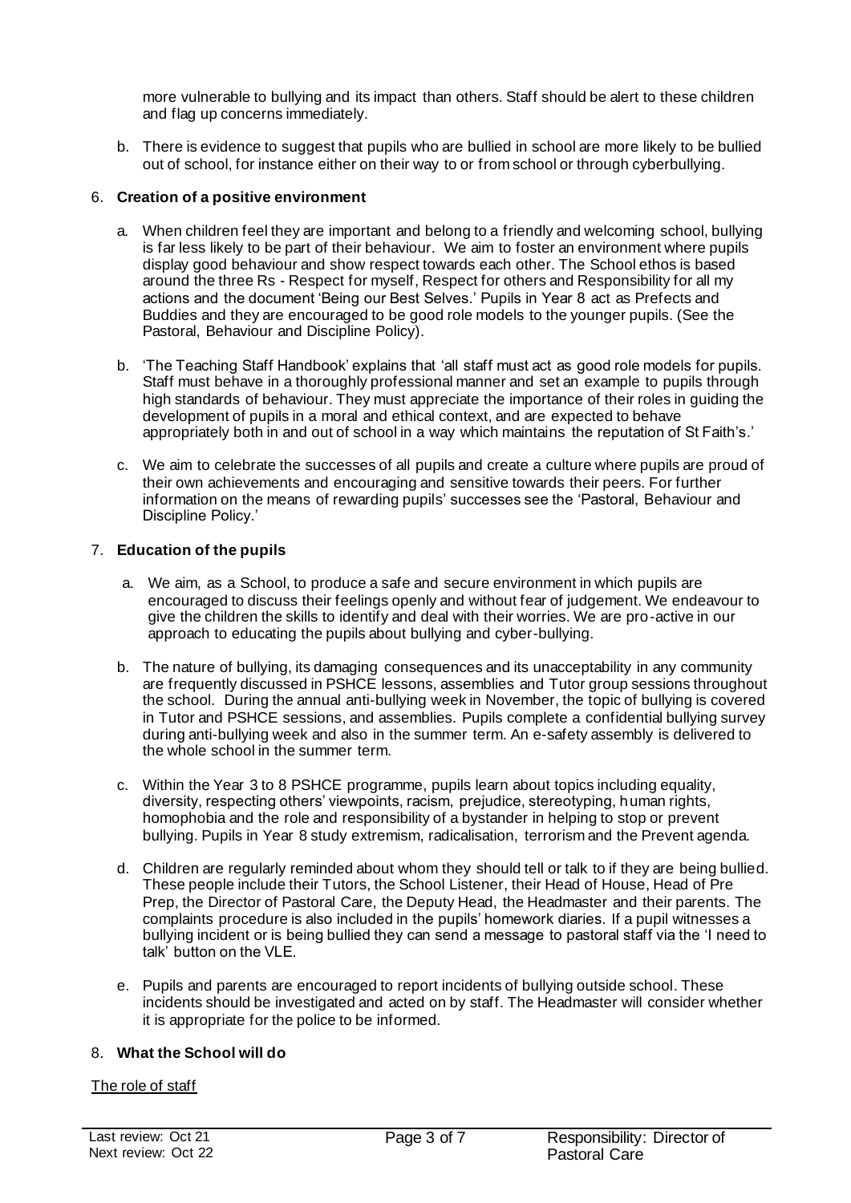more vulnerable to bullying and its impact than others. Staff should be alert to these children and flag up concerns immediately.

b. There is evidence to suggest that pupils who are bullied in school are more likely to be bullied out of school, for instance either on their way to or from school or through cyberbullying.

6. **Creation of a positive environment**

a. When children feel they are important and belong to a friendly and welcoming school, bullying is far less likely to be part of their behaviour. We aim to foster an environment where pupils display good behaviour and show respect towards each other. The School ethos is based around the three Rs - Respect for myself, Respect for others and Responsibility for all my actions and the document 'Being our Best Selves.' Pupils in Year 8 act as Prefects and Buddies and they are encouraged to be good role models to the younger pupils. (See the Pastoral, Behaviour and Discipline Policy).

b. 'The Teaching Staff Handbook' explains that 'all staff must act as good role models for pupils. Staff must behave in a thoroughly professional manner and set an example to pupils through high standards of behaviour. They must appreciate the importance of their roles in guiding the development of pupils in a moral and ethical context, and are expected to behave appropriately both in and out of school in a way which maintains the reputation of St Faith's.'

c. We aim to celebrate the successes of all pupils and create a culture where pupils are proud of their own achievements and encouraging and sensitive towards their peers. For further information on the means of rewarding pupils' successes see the 'Pastoral, Behaviour and Discipline Policy.'

7. **Education of the pupils**

a. We aim, as a School, to produce a safe and secure environment in which pupils are encouraged to discuss their feelings openly and without fear of judgement. We endeavour to give the children the skills to identify and deal with their worries. We are pro-active in our approach to educating the pupils about bullying and cyber-bullying.

b. The nature of bullying, its damaging consequences and its unacceptability in any community are frequently discussed in PSHCE lessons, assemblies and Tutor group sessions throughout the school. During the annual anti-bullying week in November, the topic of bullying is covered in Tutor and PSHCE sessions, and assemblies. Pupils complete a confidential bullying survey during anti-bullying week and also in the summer term. An e-safety assembly is delivered to the whole school in the summer term.

c. Within the Year 3 to 8 PSHCE programme, pupils learn about topics including equality, diversity, respecting others' viewpoints, racism, prejudice, stereotyping, human rights, homophobia and the role and responsibility of a bystander in helping to stop or prevent bullying. Pupils in Year 8 study extremism, radicalisation, terrorism and the Prevent agenda.

d. Children are regularly reminded about whom they should tell or talk to if they are being bullied. These people include their Tutors, the School Listener, their Head of House, Head of Pre Prep, the Director of Pastoral Care, the Deputy Head, the Headmaster and their parents. The complaints procedure is also included in the pupils' homework diaries. If a pupil witnesses a bullying incident or is being bullied they can send a message to pastoral staff via the 'I need to talk' button on the VLE.

e. Pupils and parents are encouraged to report incidents of bullying outside school. These incidents should be investigated and acted on by staff. The Headmaster will consider whether it is appropriate for the police to be informed.

8. **What the School will do**

The role of staff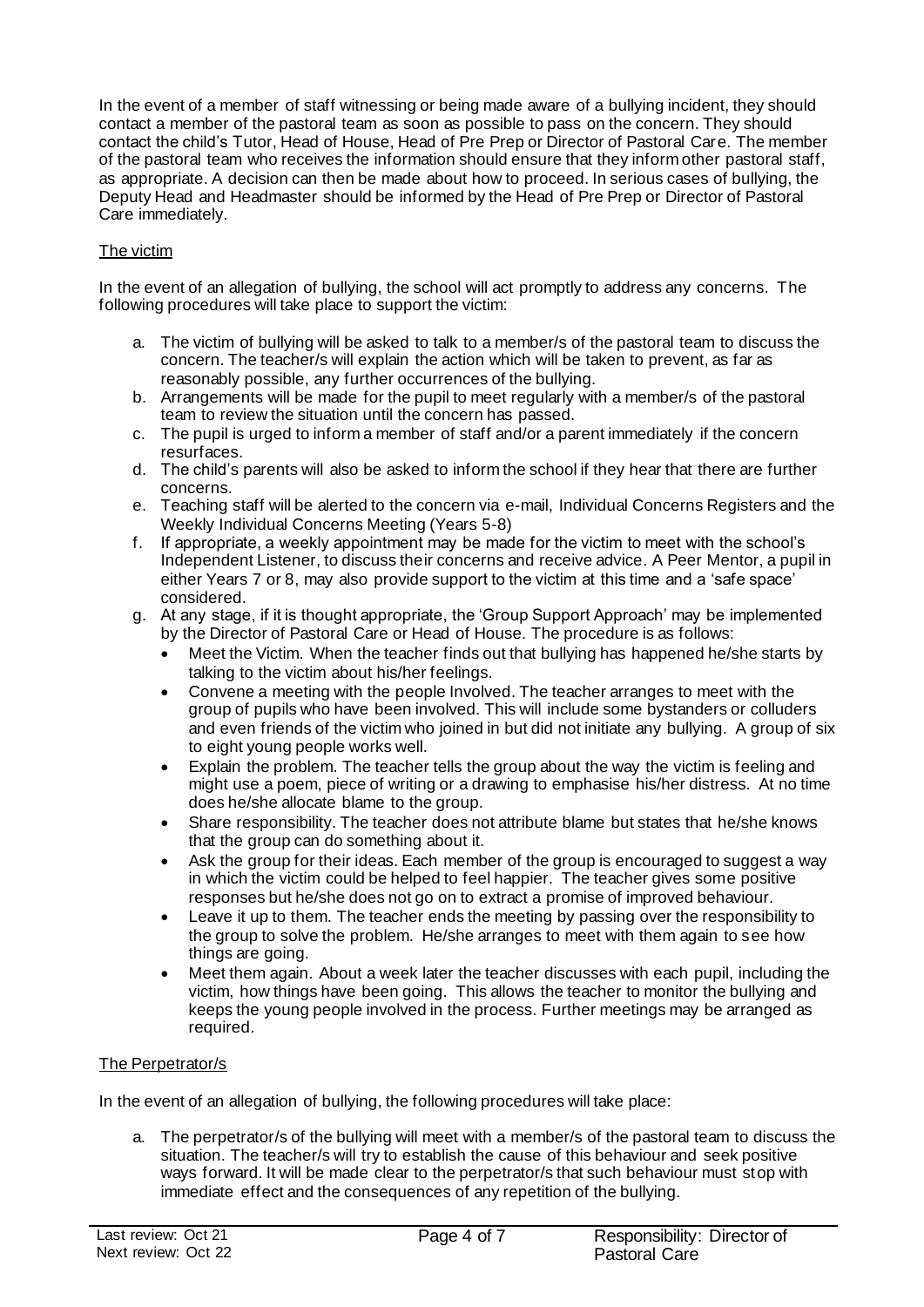In the event of a member of staff witnessing or being made aware of a bullying incident, they should contact a member of the pastoral team as soon as possible to pass on the concern. They should contact the child's Tutor, Head of House, Head of Pre Prep or Director of Pastoral Care. The member of the pastoral team who receives the information should ensure that they inform other pastoral staff, as appropriate. A decision can then be made about how to proceed. In serious cases of bullying, the Deputy Head and Headmaster should be informed by the Head of Pre Prep or Director of Pastoral Care immediately.

## The victim

In the event of an allegation of bullying, the school will act promptly to address any concerns. The following procedures will take place to support the victim:

a. The victim of bullying will be asked to talk to a member/s of the pastoral team to discuss the concern. The teacher/s will explain the action which will be taken to prevent, as far as reasonably possible, any further occurrences of the bullying.
b. Arrangements will be made for the pupil to meet regularly with a member/s of the pastoral team to review the situation until the concern has passed.
c. The pupil is urged to inform a member of staff and/or a parent immediately if the concern resurfaces.
d. The child's parents will also be asked to inform the school if they hear that there are further concerns.
e. Teaching staff will be alerted to the concern via e-mail, Individual Concerns Registers and the Weekly Individual Concerns Meeting (Years 5-8)
f. If appropriate, a weekly appointment may be made for the victim to meet with the school's Independent Listener, to discuss their concerns and receive advice. A Peer Mentor, a pupil in either Years 7 or 8, may also provide support to the victim at this time and a 'safe space' considered.
g. At any stage, if it is thought appropriate, the 'Group Support Approach' may be implemented by the Director of Pastoral Care or Head of House. The procedure is as follows:
    - Meet the Victim. When the teacher finds out that bullying has happened he/she starts by talking to the victim about his/her feelings.
    - Convene a meeting with the people Involved. The teacher arranges to meet with the group of pupils who have been involved. This will include some bystanders or colluders and even friends of the victim who joined in but did not initiate any bullying. A group of six to eight young people works well.
    - Explain the problem. The teacher tells the group about the way the victim is feeling and might use a poem, piece of writing or a drawing to emphasise his/her distress. At no time does he/she allocate blame to the group.
    - Share responsibility. The teacher does not attribute blame but states that he/she knows that the group can do something about it.
    - Ask the group for their ideas. Each member of the group is encouraged to suggest a way in which the victim could be helped to feel happier. The teacher gives some positive responses but he/she does not go on to extract a promise of improved behaviour.
    - Leave it up to them. The teacher ends the meeting by passing over the responsibility to the group to solve the problem. He/she arranges to meet with them again to see how things are going.
    - Meet them again. About a week later the teacher discusses with each pupil, including the victim, how things have been going. This allows the teacher to monitor the bullying and keeps the young people involved in the process. Further meetings may be arranged as required.

## The Perpetrator/s

In the event of an allegation of bullying, the following procedures will take place:

a. The perpetrator/s of the bullying will meet with a member/s of the pastoral team to discuss the situation. The teacher/s will try to establish the cause of this behaviour and seek positive ways forward. It will be made clear to the perpetrator/s that such behaviour must stop with immediate effect and the consequences of any repetition of the bullying.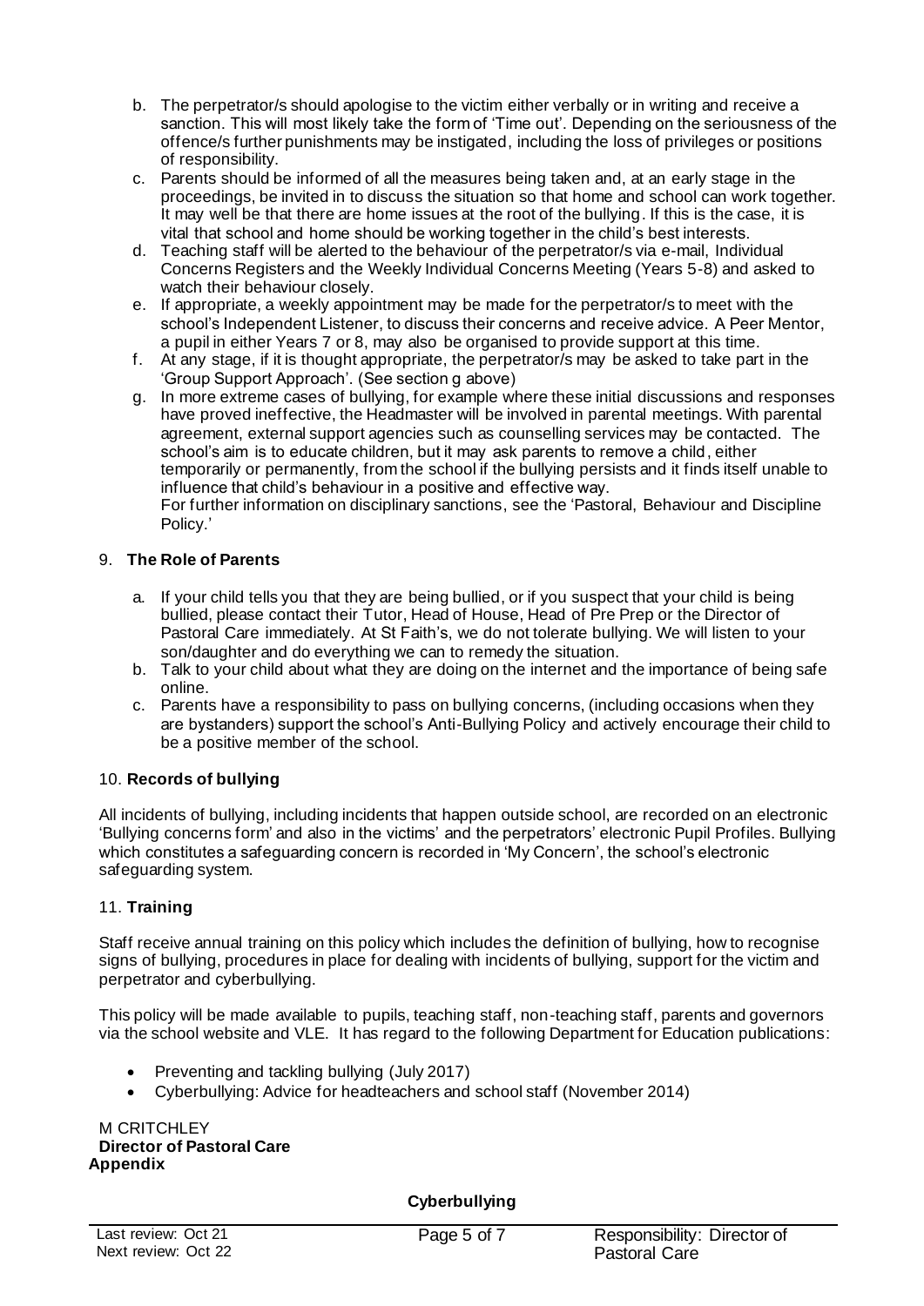b. The perpetrator/s should apologise to the victim either verbally or in writing and receive a sanction. This will most likely take the form of 'Time out'. Depending on the seriousness of the offence/s further punishments may be instigated, including the loss of privileges or positions of responsibility.
c. Parents should be informed of all the measures being taken and, at an early stage in the proceedings, be invited in to discuss the situation so that home and school can work together. It may well be that there are home issues at the root of the bullying. If this is the case, it is vital that school and home should be working together in the child's best interests.
d. Teaching staff will be alerted to the behaviour of the perpetrator/s via e-mail, Individual Concerns Registers and the Weekly Individual Concerns Meeting (Years 5-8) and asked to watch their behaviour closely.
e. If appropriate, a weekly appointment may be made for the perpetrator/s to meet with the school's Independent Listener, to discuss their concerns and receive advice. A Peer Mentor, a pupil in either Years 7 or 8, may also be organised to provide support at this time.
f. At any stage, if it is thought appropriate, the perpetrator/s may be asked to take part in the 'Group Support Approach'. (See section g above)
g. In more extreme cases of bullying, for example where these initial discussions and responses have proved ineffective, the Headmaster will be involved in parental meetings. With parental agreement, external support agencies such as counselling services may be contacted. The school's aim is to educate children, but it may ask parents to remove a child, either temporarily or permanently, from the school if the bullying persists and it finds itself unable to influence that child's behaviour in a positive and effective way.
For further information on disciplinary sanctions, see the 'Pastoral, Behaviour and Discipline Policy.'

## 9. **The Role of Parents**

a. If your child tells you that they are being bullied, or if you suspect that your child is being bullied, please contact their Tutor, Head of House, Head of Pre Prep or the Director of Pastoral Care immediately. At St Faith's, we do not tolerate bullying. We will listen to your son/daughter and do everything we can to remedy the situation.
b. Talk to your child about what they are doing on the internet and the importance of being safe online.
c. Parents have a responsibility to pass on bullying concerns, (including occasions when they are bystanders) support the school's Anti-Bullying Policy and actively encourage their child to be a positive member of the school.

## 10. **Records of bullying**

All incidents of bullying, including incidents that happen outside school, are recorded on an electronic 'Bullying concerns form' and also in the victims' and the perpetrators' electronic Pupil Profiles. Bullying which constitutes a safeguarding concern is recorded in 'My Concern', the school's electronic safeguarding system.

## 11. **Training**

Staff receive annual training on this policy which includes the definition of bullying, how to recognise signs of bullying, procedures in place for dealing with incidents of bullying, support for the victim and perpetrator and cyberbullying.

This policy will be made available to pupils, teaching staff, non-teaching staff, parents and governors via the school website and VLE. It has regard to the following Department for Education publications:

- Preventing and tackling bullying (July 2017)
- Cyberbullying: Advice for headteachers and school staff (November 2014)

M CRITCHLEY
**Director of Pastoral Care**

**Appendix**

**Cyberbullying**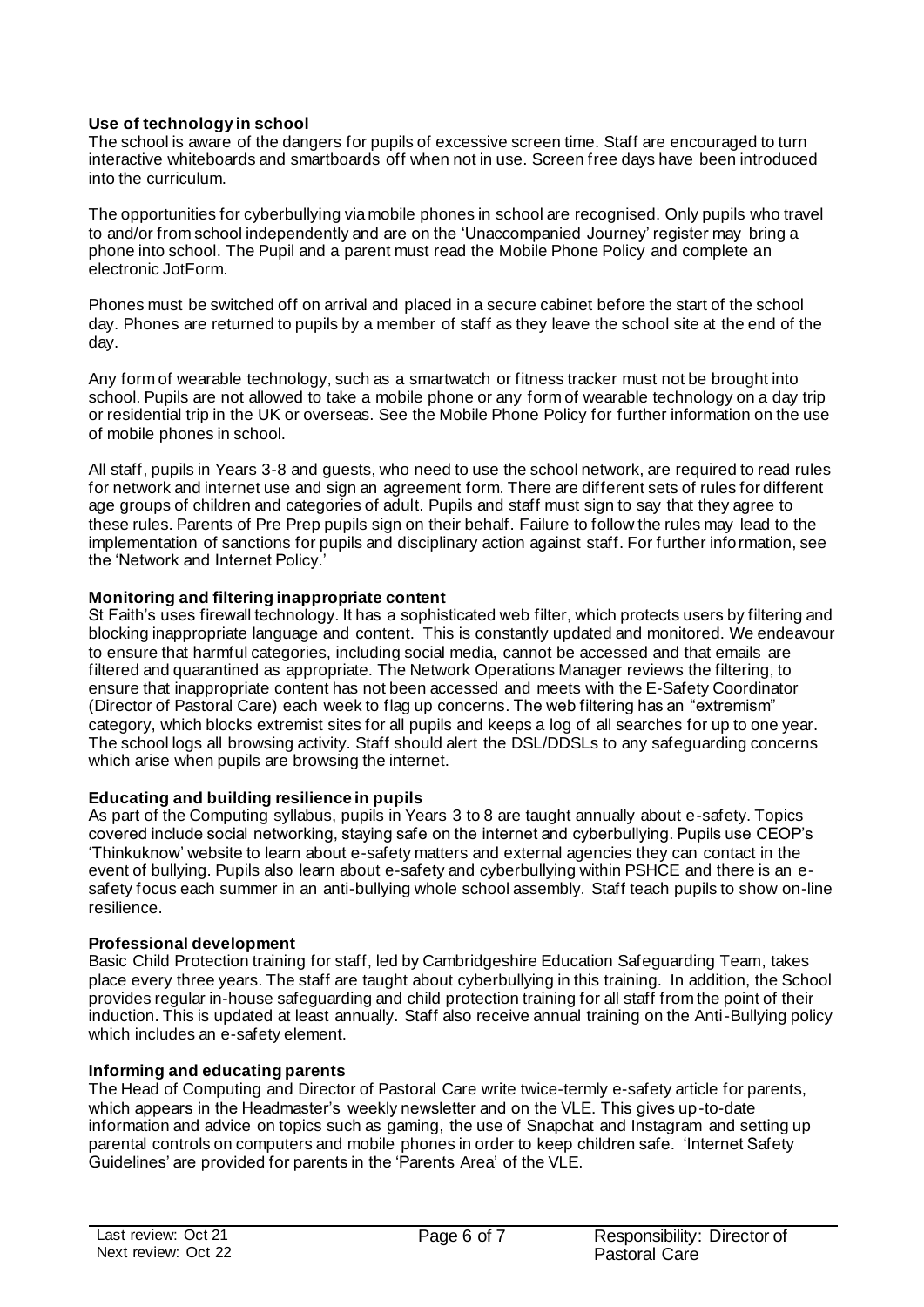**Use of technology in school**

The school is aware of the dangers for pupils of excessive screen time. Staff are encouraged to turn interactive whiteboards and smartboards off when not in use. Screen free days have been introduced into the curriculum.

The opportunities for cyberbullying via mobile phones in school are recognised. Only pupils who travel to and/or from school independently and are on the 'Unaccompanied Journey' register may bring a phone into school. The Pupil and a parent must read the Mobile Phone Policy and complete an electronic JotForm.

Phones must be switched off on arrival and placed in a secure cabinet before the start of the school day. Phones are returned to pupils by a member of staff as they leave the school site at the end of the day.

Any form of wearable technology, such as a smartwatch or fitness tracker must not be brought into school. Pupils are not allowed to take a mobile phone or any form of wearable technology on a day trip or residential trip in the UK or overseas. See the Mobile Phone Policy for further information on the use of mobile phones in school.

All staff, pupils in Years 3-8 and guests, who need to use the school network, are required to read rules for network and internet use and sign an agreement form. There are different sets of rules for different age groups of children and categories of adult. Pupils and staff must sign to say that they agree to these rules. Parents of Pre Prep pupils sign on their behalf. Failure to follow the rules may lead to the implementation of sanctions for pupils and disciplinary action against staff. For further information, see the 'Network and Internet Policy.'

**Monitoring and filtering inappropriate content**

St Faith's uses firewall technology. It has a sophisticated web filter, which protects users by filtering and blocking inappropriate language and content. This is constantly updated and monitored. We endeavour to ensure that harmful categories, including social media, cannot be accessed and that emails are filtered and quarantined as appropriate. The Network Operations Manager reviews the filtering, to ensure that inappropriate content has not been accessed and meets with the E-Safety Coordinator (Director of Pastoral Care) each week to flag up concerns. The web filtering has an "extremism" category, which blocks extremist sites for all pupils and keeps a log of all searches for up to one year. The school logs all browsing activity. Staff should alert the DSL/DDSLs to any safeguarding concerns which arise when pupils are browsing the internet.

**Educating and building resilience in pupils**

As part of the Computing syllabus, pupils in Years 3 to 8 are taught annually about e-safety. Topics covered include social networking, staying safe on the internet and cyberbullying. Pupils use CEOP's 'Thinkuknow' website to learn about e-safety matters and external agencies they can contact in the event of bullying. Pupils also learn about e-safety and cyberbullying within PSHCE and there is an e-safety focus each summer in an anti-bullying whole school assembly. Staff teach pupils to show on-line resilience.

**Professional development**

Basic Child Protection training for staff, led by Cambridgeshire Education Safeguarding Team, takes place every three years. The staff are taught about cyberbullying in this training. In addition, the School provides regular in-house safeguarding and child protection training for all staff from the point of their induction. This is updated at least annually. Staff also receive annual training on the Anti-Bullying policy which includes an e-safety element.

**Informing and educating parents**

The Head of Computing and Director of Pastoral Care write twice-termly e-safety article for parents, which appears in the Headmaster's weekly newsletter and on the VLE. This gives up-to-date information and advice on topics such as gaming, the use of Snapchat and Instagram and setting up parental controls on computers and mobile phones in order to keep children safe. 'Internet Safety Guidelines' are provided for parents in the 'Parents Area' of the VLE.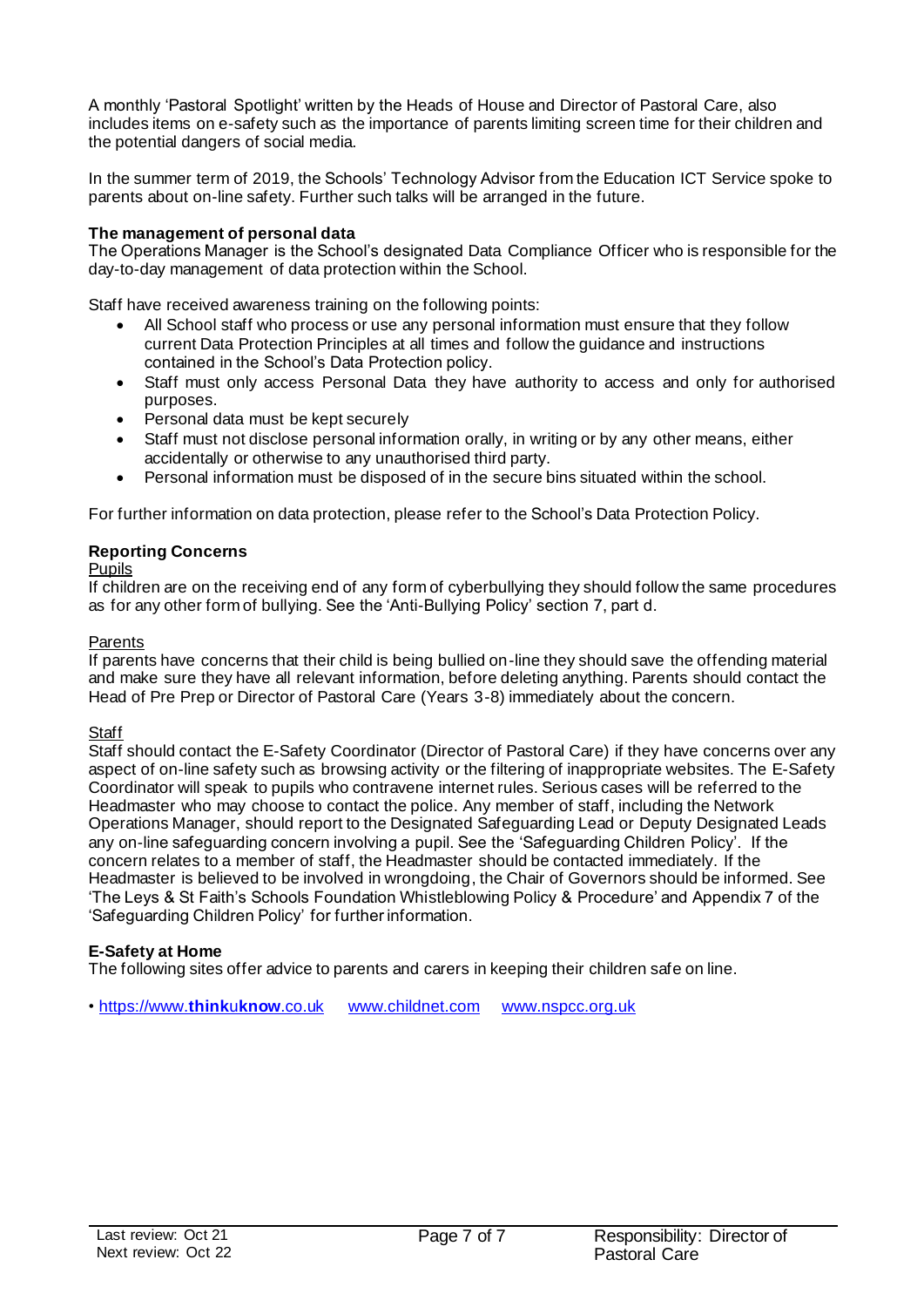A monthly 'Pastoral Spotlight' written by the Heads of House and Director of Pastoral Care, also includes items on e-safety such as the importance of parents limiting screen time for their children and the potential dangers of social media.

In the summer term of 2019, the Schools' Technology Advisor from the Education ICT Service spoke to parents about on-line safety. Further such talks will be arranged in the future.

### The management of personal data

The Operations Manager is the School's designated Data Compliance Officer who is responsible for the day-to-day management of data protection within the School.

Staff have received awareness training on the following points:

- All School staff who process or use any personal information must ensure that they follow current Data Protection Principles at all times and follow the guidance and instructions contained in the School's Data Protection policy.
- Staff must only access Personal Data they have authority to access and only for authorised purposes.
- Personal data must be kept securely
- Staff must not disclose personal information orally, in writing or by any other means, either accidentally or otherwise to any unauthorised third party.
- Personal information must be disposed of in the secure bins situated within the school.

For further information on data protection, please refer to the School's Data Protection Policy.

### Reporting Concerns

Pupils

If children are on the receiving end of any form of cyberbullying they should follow the same procedures as for any other form of bullying. See the 'Anti-Bullying Policy' section 7, part d.

Parents

If parents have concerns that their child is being bullied on-line they should save the offending material and make sure they have all relevant information, before deleting anything. Parents should contact the Head of Pre Prep or Director of Pastoral Care (Years 3-8) immediately about the concern.

Staff

Staff should contact the E-Safety Coordinator (Director of Pastoral Care) if they have concerns over any aspect of on-line safety such as browsing activity or the filtering of inappropriate websites. The E-Safety Coordinator will speak to pupils who contravene internet rules. Serious cases will be referred to the Headmaster who may choose to contact the police. Any member of staff, including the Network Operations Manager, should report to the Designated Safeguarding Lead or Deputy Designated Leads any on-line safeguarding concern involving a pupil. See the 'Safeguarding Children Policy'. If the concern relates to a member of staff, the Headmaster should be contacted immediately. If the Headmaster is believed to be involved in wrongdoing, the Chair of Governors should be informed. See 'The Leys & St Faith's Schools Foundation Whistleblowing Policy & Procedure' and Appendix 7 of the 'Safeguarding Children Policy' for further information.

### E-Safety at Home

The following sites offer advice to parents and carers in keeping their children safe on line.

• https://www.thinkuknow.co.uk    www.childnet.com    www.nspcc.org.uk

Last review: Oct 21
Next review: Oct 22

Responsibility: Director of Pastoral Care